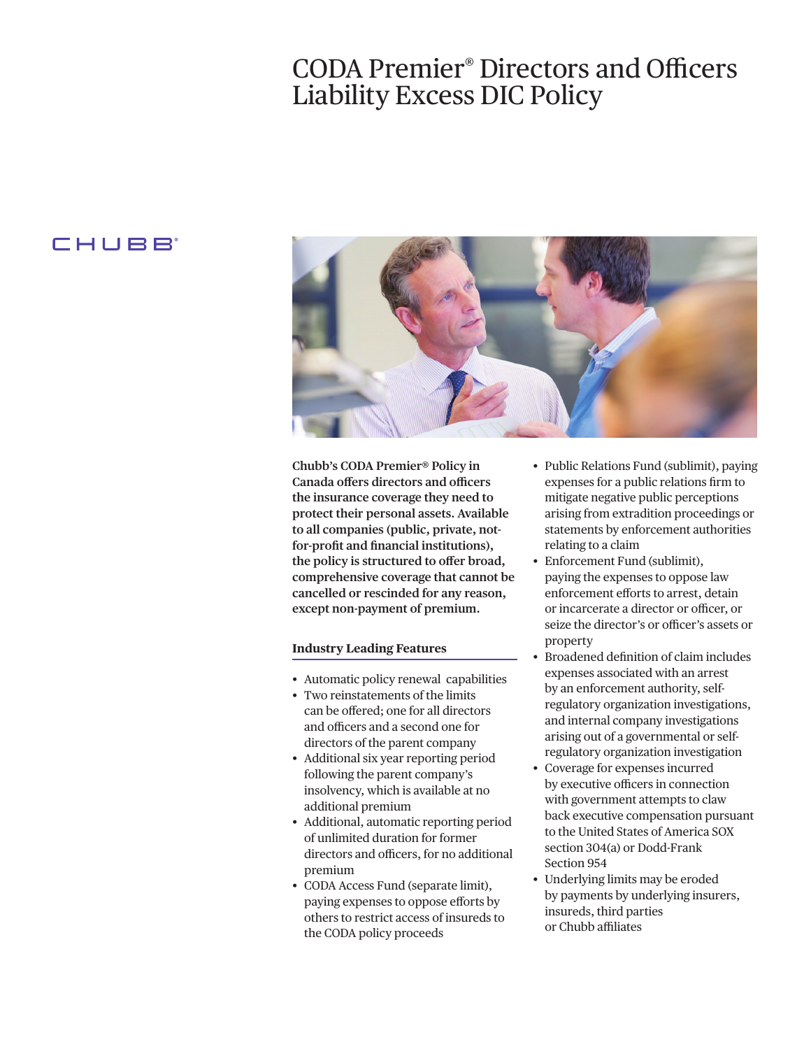# CODA Premier® Directors and Officers Liability Excess DIC Policy

CHUBB®

**Chubb's CODA Premier® Policy in Canada offers directors and officers the insurance coverage they need to protect their personal assets. Available to all companies (public, private, not-for-profit and financial institutions), the policy is structured to offer broad, comprehensive coverage that cannot be cancelled or rescinded for any reason, except non-payment of premium.**

## Industry Leading Features

- Automatic policy renewal capabilities
- Two reinstatements of the limits can be offered; one for all directors and officers and a second one for directors of the parent company
- Additional six year reporting period following the parent company's insolvency, which is available at no additional premium
- Additional, automatic reporting period of unlimited duration for former directors and officers, for no additional premium
- CODA Access Fund (separate limit), paying expenses to oppose efforts by others to restrict access of insureds to the CODA policy proceeds
- Public Relations Fund (sublimit), paying expenses for a public relations firm to mitigate negative public perceptions arising from extradition proceedings or statements by enforcement authorities relating to a claim
- Enforcement Fund (sublimit), paying the expenses to oppose law enforcement efforts to arrest, detain or incarcerate a director or officer, or seize the director's or officer's assets or property
- Broadened definition of claim includes expenses associated with an arrest by an enforcement authority, self-regulatory organization investigations, and internal company investigations arising out of a governmental or self-regulatory organization investigation
- Coverage for expenses incurred by executive officers in connection with government attempts to claw back executive compensation pursuant to the United States of America SOX section 304(a) or Dodd-Frank Section 954
- Underlying limits may be eroded by payments by underlying insurers, insureds, third parties or Chubb affiliates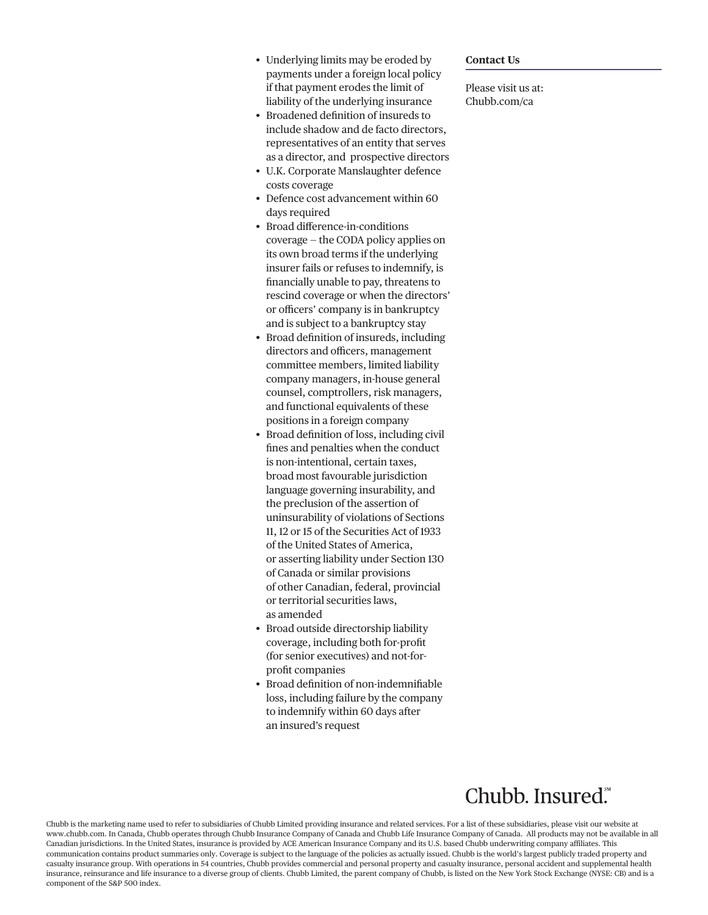- Underlying limits may be eroded by payments under a foreign local policy if that payment erodes the limit of liability of the underlying insurance
- Broadened definition of insureds to include shadow and de facto directors, representatives of an entity that serves as a director, and prospective directors
- U.K. Corporate Manslaughter defence costs coverage
- Defence cost advancement within 60 days required
- Broad difference-in-conditions coverage – the CODA policy applies on its own broad terms if the underlying insurer fails or refuses to indemnify, is financially unable to pay, threatens to rescind coverage or when the directors' or officers' company is in bankruptcy and is subject to a bankruptcy stay
- Broad definition of insureds, including directors and officers, management committee members, limited liability company managers, in-house general counsel, comptrollers, risk managers, and functional equivalents of these positions in a foreign company
- Broad definition of loss, including civil fines and penalties when the conduct is non-intentional, certain taxes, broad most favourable jurisdiction language governing insurability, and the preclusion of the assertion of uninsurability of violations of Sections 11, 12 or 15 of the Securities Act of 1933 of the United States of America, or asserting liability under Section 130 of Canada or similar provisions of other Canadian, federal, provincial or territorial securities laws, as amended
- Broad outside directorship liability coverage, including both for-profit (for senior executives) and not-for-profit companies
- Broad definition of non-indemnifiable loss, including failure by the company to indemnify within 60 days after an insured's request

**Contact Us**

Please visit us at:
Chubb.com/ca

Chubb. Insured.℠

Chubb is the marketing name used to refer to subsidiaries of Chubb Limited providing insurance and related services. For a list of these subsidiaries, please visit our website at www.chubb.com. In Canada, Chubb operates through Chubb Insurance Company of Canada and Chubb Life Insurance Company of Canada. All products may not be available in all Canadian jurisdictions. In the United States, insurance is provided by ACE American Insurance Company and its U.S. based Chubb underwriting company affiliates. This communication contains product summaries only. Coverage is subject to the language of the policies as actually issued. Chubb is the world's largest publicly traded property and casualty insurance group. With operations in 54 countries, Chubb provides commercial and personal property and casualty insurance, personal accident and supplemental health insurance, reinsurance and life insurance to a diverse group of clients. Chubb Limited, the parent company of Chubb, is listed on the New York Stock Exchange (NYSE: CB) and is a component of the S&P 500 index.